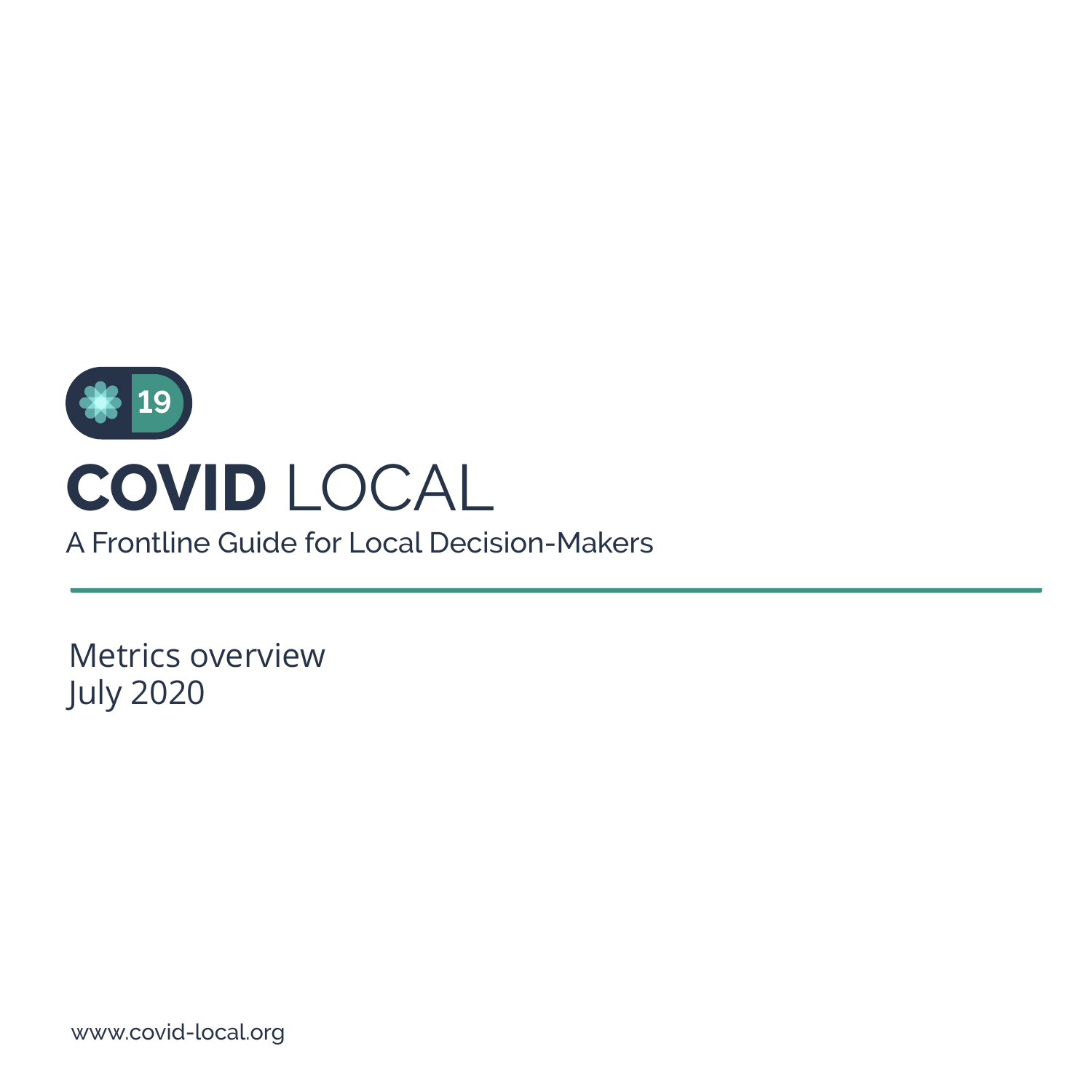# COVID LOCAL

A Frontline Guide for Local Decision-Makers

---

Metrics overview
July 2020

www.covid-local.org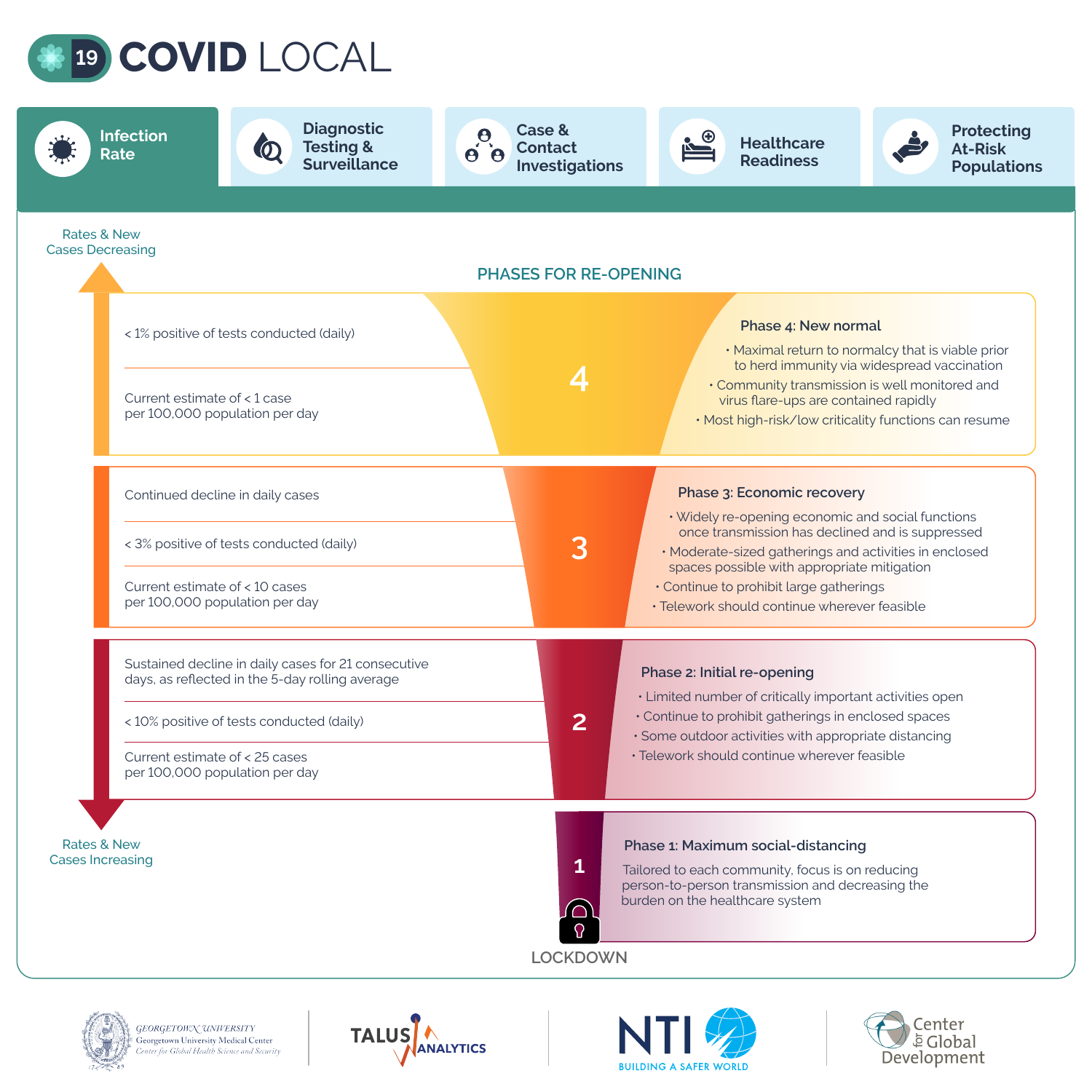# COVID LOCAL

**Infection Rate** | Diagnostic Testing & Surveillance | Case & Contact Investigations | Healthcare Readiness | Protecting At-Risk Populations

## PHASES FOR RE-OPENING

Rates & New Cases Decreasing

### 4

- < 1% positive of tests conducted (daily)
- Current estimate of < 1 case per 100,000 population per day

**Phase 4: New normal**

- Maximal return to normalcy that is viable prior to herd immunity via widespread vaccination
- Community transmission is well monitored and virus flare-ups are contained rapidly
- Most high-risk/low criticality functions can resume

### 3

- Continued decline in daily cases
- < 3% positive of tests conducted (daily)
- Current estimate of < 10 cases per 100,000 population per day

**Phase 3: Economic recovery**

- Widely re-opening economic and social functions once transmission has declined and is suppressed
- Moderate-sized gatherings and activities in enclosed spaces possible with appropriate mitigation
- Continue to prohibit large gatherings
- Telework should continue wherever feasible

### 2

- Sustained decline in daily cases for 21 consecutive days, as reflected in the 5-day rolling average
- < 10% positive of tests conducted (daily)
- Current estimate of < 25 cases per 100,000 population per day

**Phase 2: Initial re-opening**

- Limited number of critically important activities open
- Continue to prohibit gatherings in enclosed spaces
- Some outdoor activities with appropriate distancing
- Telework should continue wherever feasible

### 1

**Phase 1: Maximum social-distancing**

Tailored to each community, focus is on reducing person-to-person transmission and decreasing the burden on the healthcare system

LOCKDOWN

Rates & New Cases Increasing

Georgetown University — Georgetown University Medical Center — Center for Global Health Science and Security | Talus Analytics | NTI — Building a Safer World | Center for Global Development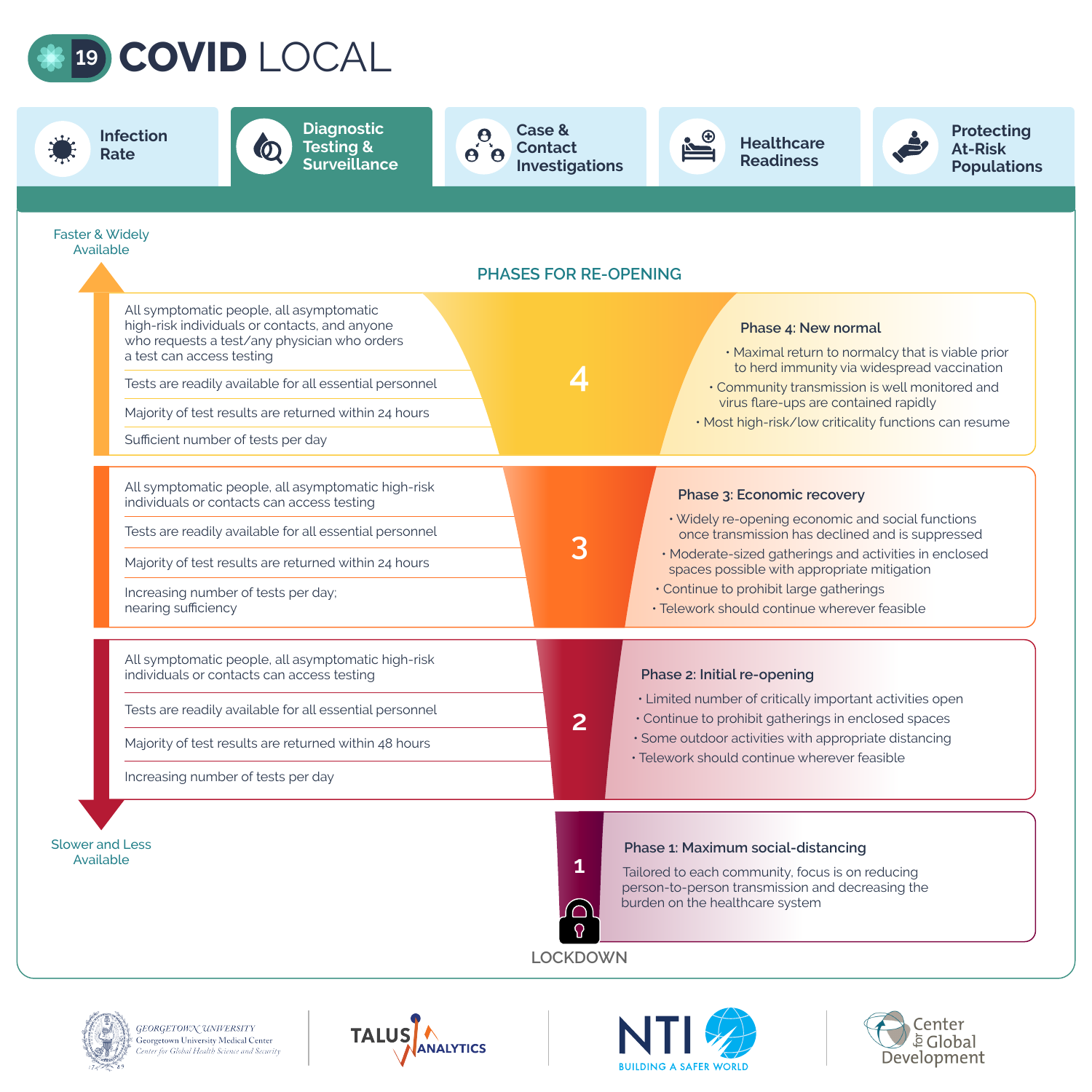# COVID LOCAL

- Infection Rate
- **Diagnostic Testing & Surveillance**
- Case & Contact Investigations
- Healthcare Readiness
- Protecting At-Risk Populations

Faster & Widely Available

## PHASES FOR RE-OPENING

### 4

- All symptomatic people, all asymptomatic high-risk individuals or contacts, and anyone who requests a test/any physician who orders a test can access testing
- Tests are readily available for all essential personnel
- Majority of test results are returned within 24 hours
- Sufficient number of tests per day

**Phase 4: New normal**

- Maximal return to normalcy that is viable prior to herd immunity via widespread vaccination
- Community transmission is well monitored and virus flare-ups are contained rapidly
- Most high-risk/low criticality functions can resume

### 3

- All symptomatic people, all asymptomatic high-risk individuals or contacts can access testing
- Tests are readily available for all essential personnel
- Majority of test results are returned within 24 hours
- Increasing number of tests per day; nearing sufficiency

**Phase 3: Economic recovery**

- Widely re-opening economic and social functions once transmission has declined and is suppressed
- Moderate-sized gatherings and activities in enclosed spaces possible with appropriate mitigation
- Continue to prohibit large gatherings
- Telework should continue wherever feasible

### 2

- All symptomatic people, all asymptomatic high-risk individuals or contacts can access testing
- Tests are readily available for all essential personnel
- Majority of test results are returned within 48 hours
- Increasing number of tests per day

**Phase 2: Initial re-opening**

- Limited number of critically important activities open
- Continue to prohibit gatherings in enclosed spaces
- Some outdoor activities with appropriate distancing
- Telework should continue wherever feasible

Slower and Less Available

### 1

**Phase 1: Maximum social-distancing**

Tailored to each community, focus is on reducing person-to-person transmission and decreasing the burden on the healthcare system

LOCKDOWN

Georgetown University — Georgetown University Medical Center — Center for Global Health Science and Security | TALUS ANALYTICS | NTI — BUILDING A SAFER WORLD | Center for Global Development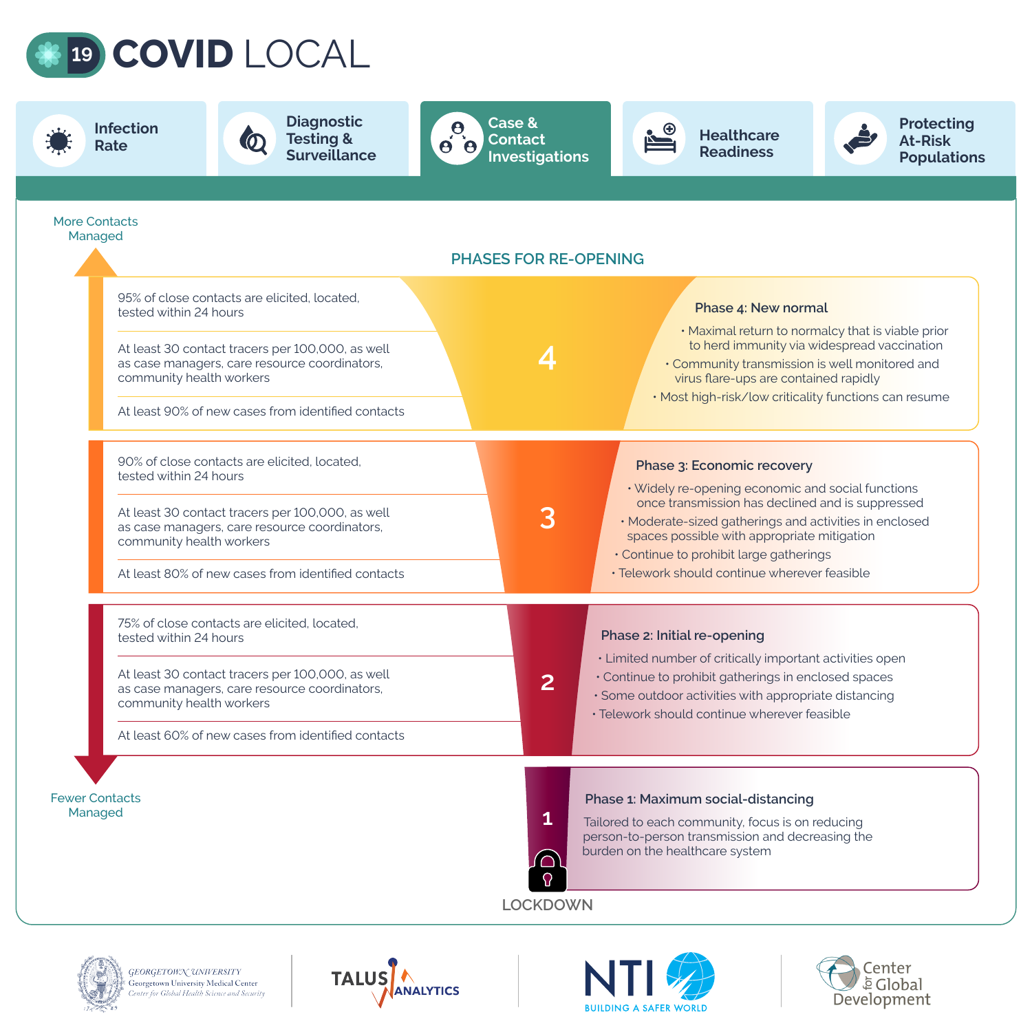# COVID LOCAL

- Infection Rate
- Diagnostic Testing & Surveillance
- **Case & Contact Investigations**
- Healthcare Readiness
- Protecting At-Risk Populations

## PHASES FOR RE-OPENING

More Contacts Managed ↑ / Fewer Contacts Managed ↓

### 4 — Phase 4: New normal

- 95% of close contacts are elicited, located, tested within 24 hours
- At least 30 contact tracers per 100,000, as well as case managers, care resource coordinators, community health workers
- At least 90% of new cases from identified contacts

**Phase 4: New normal**

- Maximal return to normalcy that is viable prior to herd immunity via widespread vaccination
- Community transmission is well monitored and virus flare-ups are contained rapidly
- Most high-risk/low criticality functions can resume

### 3 — Phase 3: Economic recovery

- 90% of close contacts are elicited, located, tested within 24 hours
- At least 30 contact tracers per 100,000, as well as case managers, care resource coordinators, community health workers
- At least 80% of new cases from identified contacts

**Phase 3: Economic recovery**

- Widely re-opening economic and social functions once transmission has declined and is suppressed
- Moderate-sized gatherings and activities in enclosed spaces possible with appropriate mitigation
- Continue to prohibit large gatherings
- Telework should continue wherever feasible

### 2 — Phase 2: Initial re-opening

- 75% of close contacts are elicited, located, tested within 24 hours
- At least 30 contact tracers per 100,000, as well as case managers, care resource coordinators, community health workers
- At least 60% of new cases from identified contacts

**Phase 2: Initial re-opening**

- Limited number of critically important activities open
- Continue to prohibit gatherings in enclosed spaces
- Some outdoor activities with appropriate distancing
- Telework should continue wherever feasible

### 1 — Phase 1: Maximum social-distancing

**Phase 1: Maximum social-distancing**

Tailored to each community, focus is on reducing person-to-person transmission and decreasing the burden on the healthcare system

LOCKDOWN

Georgetown University — Georgetown University Medical Center — Center for Global Health Science and Security | TALUS ANALYTICS | NTI — BUILDING A SAFER WORLD | Center for Global Development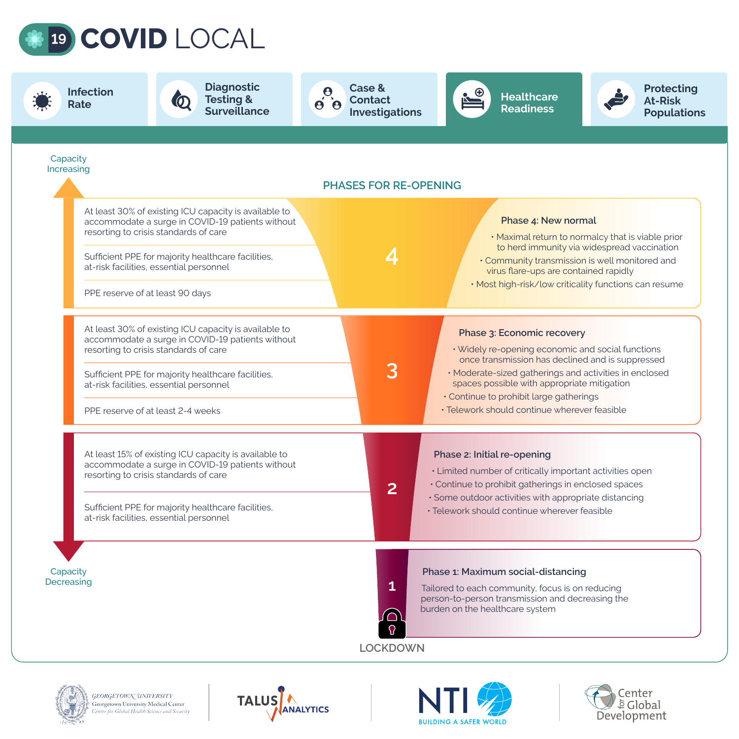# COVID LOCAL

Infection Rate | Diagnostic Testing & Surveillance | Case & Contact Investigations | **Healthcare Readiness** | Protecting At-Risk Populations

## PHASES FOR RE-OPENING

Capacity Increasing

| Capacity criteria | Phase | Description |
|---|---|---|
| At least 30% of existing ICU capacity is available to accommodate a surge in COVID-19 patients without resorting to crisis standards of care<br>Sufficient PPE for majority healthcare facilities, at-risk facilities, essential personnel<br>PPE reserve of at least 90 days | 4 | **Phase 4: New normal**<br>• Maximal return to normalcy that is viable prior to herd immunity via widespread vaccination<br>• Community transmission is well monitored and virus flare-ups are contained rapidly<br>• Most high-risk/low criticality functions can resume |
| At least 30% of existing ICU capacity is available to accommodate a surge in COVID-19 patients without resorting to crisis standards of care<br>Sufficient PPE for majority healthcare facilities, at-risk facilities, essential personnel<br>PPE reserve of at least 2-4 weeks | 3 | **Phase 3: Economic recovery**<br>• Widely re-opening economic and social functions once transmission has declined and is suppressed<br>• Moderate-sized gatherings and activities in enclosed spaces possible with appropriate mitigation<br>• Continue to prohibit large gatherings<br>• Telework should continue wherever feasible |
| At least 15% of existing ICU capacity is available to accommodate a surge in COVID-19 patients without resorting to crisis standards of care<br>Sufficient PPE for majority healthcare facilities, at-risk facilities, essential personnel | 2 | **Phase 2: Initial re-opening**<br>• Limited number of critically important activities open<br>• Continue to prohibit gatherings in enclosed spaces<br>• Some outdoor activities with appropriate distancing<br>• Telework should continue wherever feasible |
| | 1 | **Phase 1: Maximum social-distancing**<br>Tailored to each community, focus is on reducing person-to-person transmission and decreasing the burden on the healthcare system |

Capacity Decreasing

LOCKDOWN

Georgetown University — Georgetown University Medical Center — Center for Global Health Science and Security | TALUS ANALYTICS | NTI — BUILDING A SAFER WORLD | Center for Global Development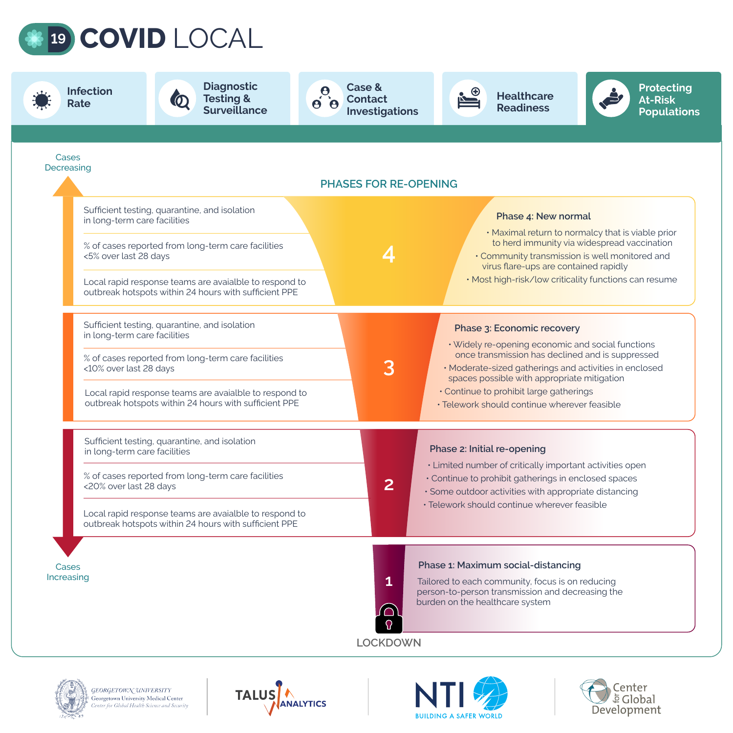# COVID LOCAL

Infection Rate | Diagnostic Testing & Surveillance | Case & Contact Investigations | Healthcare Readiness | **Protecting At-Risk Populations**

Cases Decreasing

## PHASES FOR RE-OPENING

### 4

- Sufficient testing, quarantine, and isolation in long-term care facilities
- % of cases reported from long-term care facilities <5% over last 28 days
- Local rapid response teams are avaialble to respond to outbreak hotspots within 24 hours with sufficient PPE

**Phase 4: New normal**

- Maximal return to normalcy that is viable prior to herd immunity via widespread vaccination
- Community transmission is well monitored and virus flare-ups are contained rapidly
- Most high-risk/low criticality functions can resume

### 3

- Sufficient testing, quarantine, and isolation in long-term care facilities
- % of cases reported from long-term care facilities <10% over last 28 days
- Local rapid response teams are avaialble to respond to outbreak hotspots within 24 hours with sufficient PPE

**Phase 3: Economic recovery**

- Widely re-opening economic and social functions once transmission has declined and is suppressed
- Moderate-sized gatherings and activities in enclosed spaces possible with appropriate mitigation
- Continue to prohibit large gatherings
- Telework should continue wherever feasible

### 2

- Sufficient testing, quarantine, and isolation in long-term care facilities
- % of cases reported from long-term care facilities <20% over last 28 days
- Local rapid response teams are avaialble to respond to outbreak hotspots within 24 hours with sufficient PPE

**Phase 2: Initial re-opening**

- Limited number of critically important activities open
- Continue to prohibit gatherings in enclosed spaces
- Some outdoor activities with appropriate distancing
- Telework should continue wherever feasible

### 1

**Phase 1: Maximum social-distancing**

Tailored to each community, focus is on reducing person-to-person transmission and decreasing the burden on the healthcare system

LOCKDOWN

Cases Increasing

Georgetown University | Georgetown University Medical Center | Center for Global Health Science and Security

TALUS ANALYTICS

NTI | BUILDING A SAFER WORLD

Center for Global Development